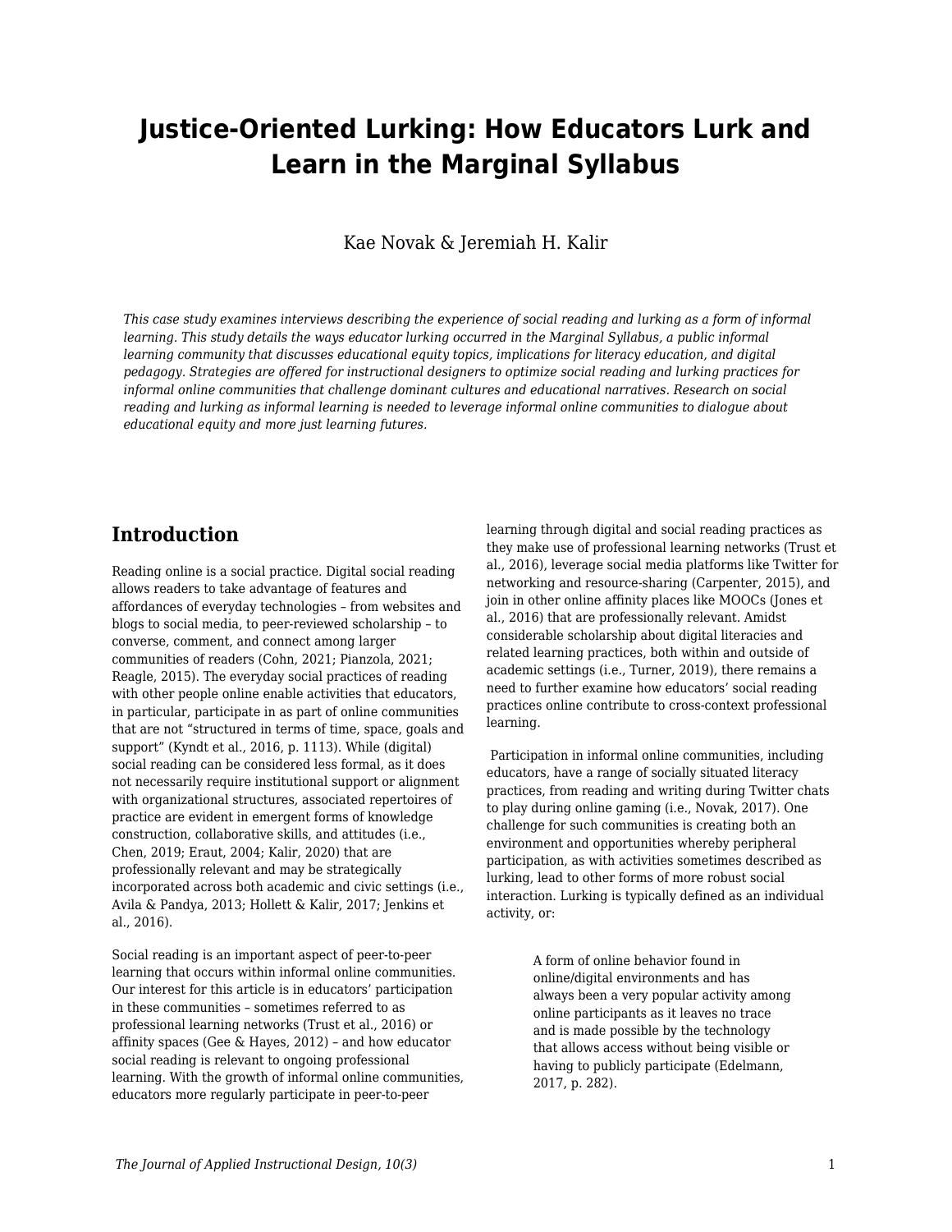# Justice-Oriented Lurking: How Educators Lurk and Learn in the Marginal Syllabus

Kae Novak & Jeremiah H. Kalir

*This case study examines interviews describing the experience of social reading and lurking as a form of informal learning. This study details the ways educator lurking occurred in the Marginal Syllabus, a public informal learning community that discusses educational equity topics, implications for literacy education, and digital pedagogy. Strategies are offered for instructional designers to optimize social reading and lurking practices for informal online communities that challenge dominant cultures and educational narratives. Research on social reading and lurking as informal learning is needed to leverage informal online communities to dialogue about educational equity and more just learning futures.*

## Introduction

Reading online is a social practice. Digital social reading allows readers to take advantage of features and affordances of everyday technologies – from websites and blogs to social media, to peer-reviewed scholarship – to converse, comment, and connect among larger communities of readers (Cohn, 2021; Pianzola, 2021; Reagle, 2015). The everyday social practices of reading with other people online enable activities that educators, in particular, participate in as part of online communities that are not "structured in terms of time, space, goals and support" (Kyndt et al., 2016, p. 1113). While (digital) social reading can be considered less formal, as it does not necessarily require institutional support or alignment with organizational structures, associated repertoires of practice are evident in emergent forms of knowledge construction, collaborative skills, and attitudes (i.e., Chen, 2019; Eraut, 2004; Kalir, 2020) that are professionally relevant and may be strategically incorporated across both academic and civic settings (i.e., Avila & Pandya, 2013; Hollett & Kalir, 2017; Jenkins et al., 2016).

Social reading is an important aspect of peer-to-peer learning that occurs within informal online communities. Our interest for this article is in educators' participation in these communities – sometimes referred to as professional learning networks (Trust et al., 2016) or affinity spaces (Gee & Hayes, 2012) – and how educator social reading is relevant to ongoing professional learning. With the growth of informal online communities, educators more regularly participate in peer-to-peer learning through digital and social reading practices as they make use of professional learning networks (Trust et al., 2016), leverage social media platforms like Twitter for networking and resource-sharing (Carpenter, 2015), and join in other online affinity places like MOOCs (Jones et al., 2016) that are professionally relevant. Amidst considerable scholarship about digital literacies and related learning practices, both within and outside of academic settings (i.e., Turner, 2019), there remains a need to further examine how educators' social reading practices online contribute to cross-context professional learning.

Participation in informal online communities, including educators, have a range of socially situated literacy practices, from reading and writing during Twitter chats to play during online gaming (i.e., Novak, 2017). One challenge for such communities is creating both an environment and opportunities whereby peripheral participation, as with activities sometimes described as lurking, lead to other forms of more robust social interaction. Lurking is typically defined as an individual activity, or:

> A form of online behavior found in online/digital environments and has always been a very popular activity among online participants as it leaves no trace and is made possible by the technology that allows access without being visible or having to publicly participate (Edelmann, 2017, p. 282).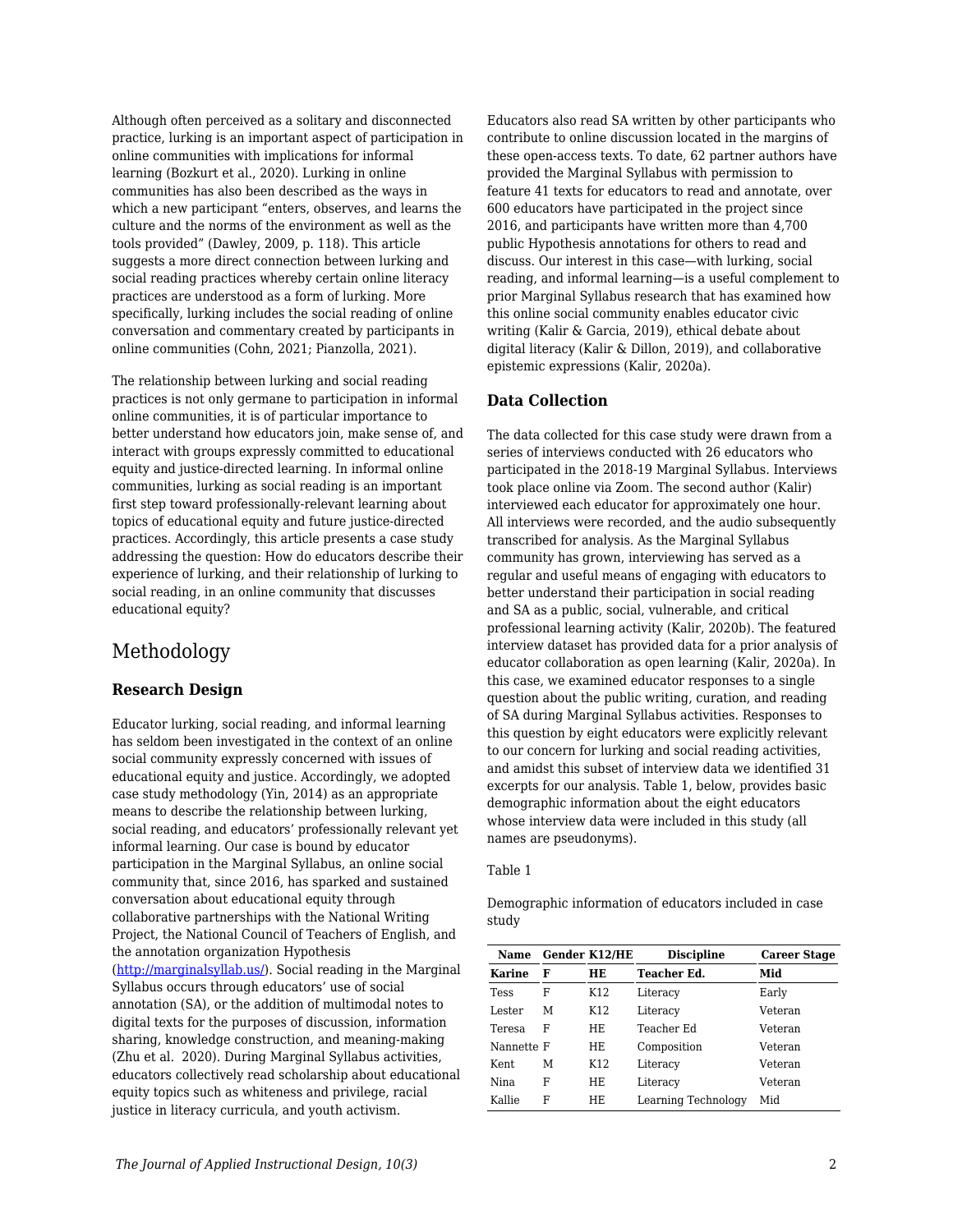Although often perceived as a solitary and disconnected practice, lurking is an important aspect of participation in online communities with implications for informal learning (Bozkurt et al., 2020). Lurking in online communities has also been described as the ways in which a new participant "enters, observes, and learns the culture and the norms of the environment as well as the tools provided" (Dawley, 2009, p. 118). This article suggests a more direct connection between lurking and social reading practices whereby certain online literacy practices are understood as a form of lurking. More specifically, lurking includes the social reading of online conversation and commentary created by participants in online communities (Cohn, 2021; Pianzolla, 2021).

The relationship between lurking and social reading practices is not only germane to participation in informal online communities, it is of particular importance to better understand how educators join, make sense of, and interact with groups expressly committed to educational equity and justice-directed learning. In informal online communities, lurking as social reading is an important first step toward professionally-relevant learning about topics of educational equity and future justice-directed practices. Accordingly, this article presents a case study addressing the question: How do educators describe their experience of lurking, and their relationship of lurking to social reading, in an online community that discusses educational equity?

## Methodology

### Research Design

Educator lurking, social reading, and informal learning has seldom been investigated in the context of an online social community expressly concerned with issues of educational equity and justice. Accordingly, we adopted case study methodology (Yin, 2014) as an appropriate means to describe the relationship between lurking, social reading, and educators' professionally relevant yet informal learning. Our case is bound by educator participation in the Marginal Syllabus, an online social community that, since 2016, has sparked and sustained conversation about educational equity through collaborative partnerships with the National Writing Project, the National Council of Teachers of English, and the annotation organization Hypothesis (http://marginalsyllab.us/). Social reading in the Marginal Syllabus occurs through educators' use of social annotation (SA), or the addition of multimodal notes to digital texts for the purposes of discussion, information sharing, knowledge construction, and meaning-making (Zhu et al. 2020). During Marginal Syllabus activities, educators collectively read scholarship about educational equity topics such as whiteness and privilege, racial justice in literacy curricula, and youth activism. Educators also read SA written by other participants who contribute to online discussion located in the margins of these open-access texts. To date, 62 partner authors have provided the Marginal Syllabus with permission to feature 41 texts for educators to read and annotate, over 600 educators have participated in the project since 2016, and participants have written more than 4,700 public Hypothesis annotations for others to read and discuss. Our interest in this case—with lurking, social reading, and informal learning—is a useful complement to prior Marginal Syllabus research that has examined how this online social community enables educator civic writing (Kalir & Garcia, 2019), ethical debate about digital literacy (Kalir & Dillon, 2019), and collaborative epistemic expressions (Kalir, 2020a).

### Data Collection

The data collected for this case study were drawn from a series of interviews conducted with 26 educators who participated in the 2018-19 Marginal Syllabus. Interviews took place online via Zoom. The second author (Kalir) interviewed each educator for approximately one hour. All interviews were recorded, and the audio subsequently transcribed for analysis. As the Marginal Syllabus community has grown, interviewing has served as a regular and useful means of engaging with educators to better understand their participation in social reading and SA as a public, social, vulnerable, and critical professional learning activity (Kalir, 2020b). The featured interview dataset has provided data for a prior analysis of educator collaboration as open learning (Kalir, 2020a). In this case, we examined educator responses to a single question about the public writing, curation, and reading of SA during Marginal Syllabus activities. Responses to this question by eight educators were explicitly relevant to our concern for lurking and social reading activities, and amidst this subset of interview data we identified 31 excerpts for our analysis. Table 1, below, provides basic demographic information about the eight educators whose interview data were included in this study (all names are pseudonyms).

Table 1

Demographic information of educators included in case study

| Name | Gender | K12/HE | Discipline | Career Stage |
|---|---|---|---|---|
| **Karine** | **F** | **HE** | **Teacher Ed.** | **Mid** |
| Tess | F | K12 | Literacy | Early |
| Lester | M | K12 | Literacy | Veteran |
| Teresa | F | HE | Teacher Ed | Veteran |
| Nannette | F | HE | Composition | Veteran |
| Kent | M | K12 | Literacy | Veteran |
| Nina | F | HE | Literacy | Veteran |
| Kallie | F | HE | Learning Technology | Mid |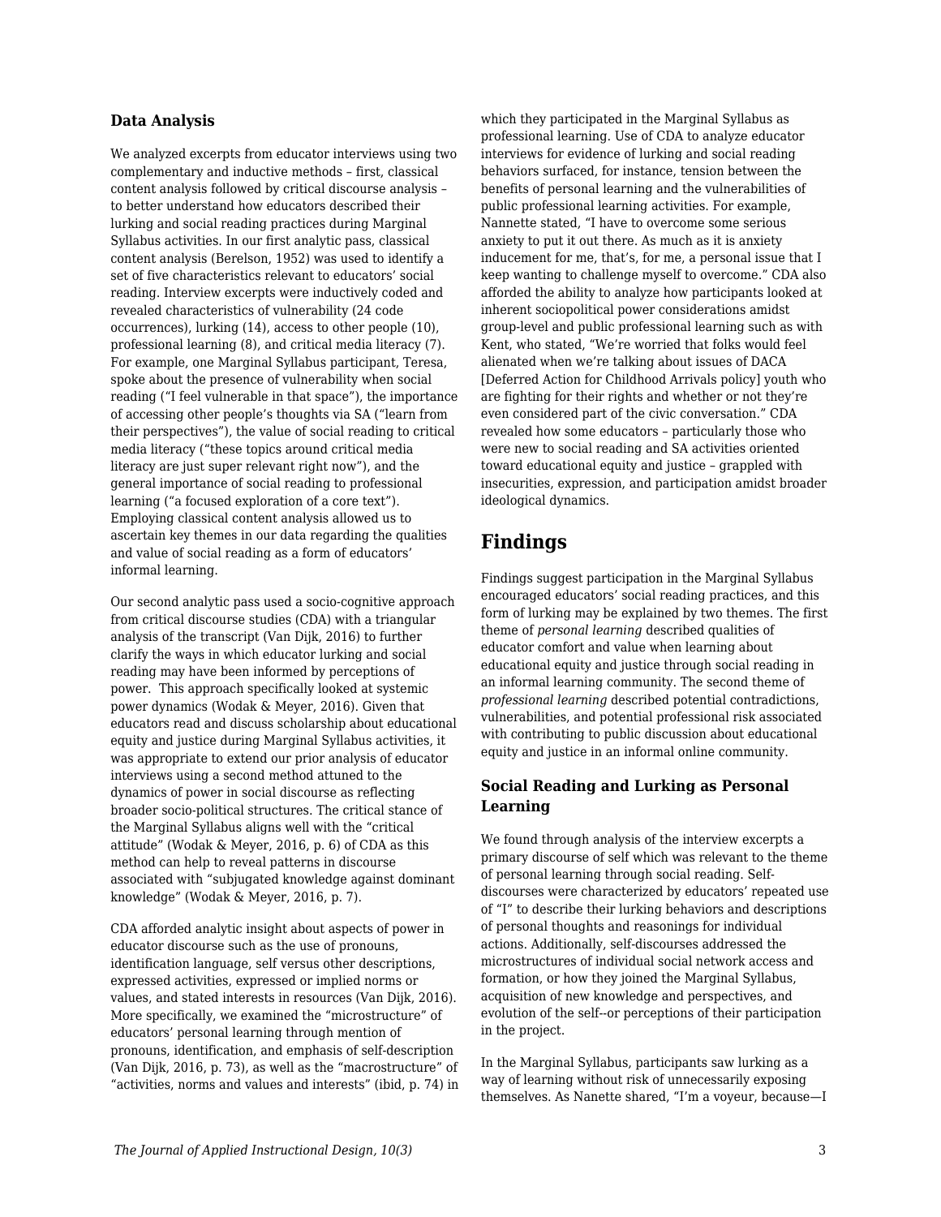### Data Analysis

We analyzed excerpts from educator interviews using two complementary and inductive methods – first, classical content analysis followed by critical discourse analysis – to better understand how educators described their lurking and social reading practices during Marginal Syllabus activities. In our first analytic pass, classical content analysis (Berelson, 1952) was used to identify a set of five characteristics relevant to educators' social reading. Interview excerpts were inductively coded and revealed characteristics of vulnerability (24 code occurrences), lurking (14), access to other people (10), professional learning (8), and critical media literacy (7). For example, one Marginal Syllabus participant, Teresa, spoke about the presence of vulnerability when social reading ("I feel vulnerable in that space"), the importance of accessing other people's thoughts via SA ("learn from their perspectives"), the value of social reading to critical media literacy ("these topics around critical media literacy are just super relevant right now"), and the general importance of social reading to professional learning ("a focused exploration of a core text"). Employing classical content analysis allowed us to ascertain key themes in our data regarding the qualities and value of social reading as a form of educators' informal learning.

Our second analytic pass used a socio-cognitive approach from critical discourse studies (CDA) with a triangular analysis of the transcript (Van Dijk, 2016) to further clarify the ways in which educator lurking and social reading may have been informed by perceptions of power. This approach specifically looked at systemic power dynamics (Wodak & Meyer, 2016). Given that educators read and discuss scholarship about educational equity and justice during Marginal Syllabus activities, it was appropriate to extend our prior analysis of educator interviews using a second method attuned to the dynamics of power in social discourse as reflecting broader socio-political structures. The critical stance of the Marginal Syllabus aligns well with the "critical attitude" (Wodak & Meyer, 2016, p. 6) of CDA as this method can help to reveal patterns in discourse associated with "subjugated knowledge against dominant knowledge" (Wodak & Meyer, 2016, p. 7).

CDA afforded analytic insight about aspects of power in educator discourse such as the use of pronouns, identification language, self versus other descriptions, expressed activities, expressed or implied norms or values, and stated interests in resources (Van Dijk, 2016). More specifically, we examined the "microstructure" of educators' personal learning through mention of pronouns, identification, and emphasis of self-description (Van Dijk, 2016, p. 73), as well as the "macrostructure" of "activities, norms and values and interests" (ibid, p. 74) in which they participated in the Marginal Syllabus as professional learning. Use of CDA to analyze educator interviews for evidence of lurking and social reading behaviors surfaced, for instance, tension between the benefits of personal learning and the vulnerabilities of public professional learning activities. For example, Nannette stated, "I have to overcome some serious anxiety to put it out there. As much as it is anxiety inducement for me, that's, for me, a personal issue that I keep wanting to challenge myself to overcome." CDA also afforded the ability to analyze how participants looked at inherent sociopolitical power considerations amidst group-level and public professional learning such as with Kent, who stated, "We're worried that folks would feel alienated when we're talking about issues of DACA [Deferred Action for Childhood Arrivals policy] youth who are fighting for their rights and whether or not they're even considered part of the civic conversation." CDA revealed how some educators – particularly those who were new to social reading and SA activities oriented toward educational equity and justice – grappled with insecurities, expression, and participation amidst broader ideological dynamics.

## Findings

Findings suggest participation in the Marginal Syllabus encouraged educators' social reading practices, and this form of lurking may be explained by two themes. The first theme of *personal learning* described qualities of educator comfort and value when learning about educational equity and justice through social reading in an informal learning community. The second theme of *professional learning* described potential contradictions, vulnerabilities, and potential professional risk associated with contributing to public discussion about educational equity and justice in an informal online community.

### Social Reading and Lurking as Personal Learning

We found through analysis of the interview excerpts a primary discourse of self which was relevant to the theme of personal learning through social reading. Self-discourses were characterized by educators' repeated use of "I" to describe their lurking behaviors and descriptions of personal thoughts and reasonings for individual actions. Additionally, self-discourses addressed the microstructures of individual social network access and formation, or how they joined the Marginal Syllabus, acquisition of new knowledge and perspectives, and evolution of the self--or perceptions of their participation in the project.

In the Marginal Syllabus, participants saw lurking as a way of learning without risk of unnecessarily exposing themselves. As Nanette shared, "I'm a voyeur, because—I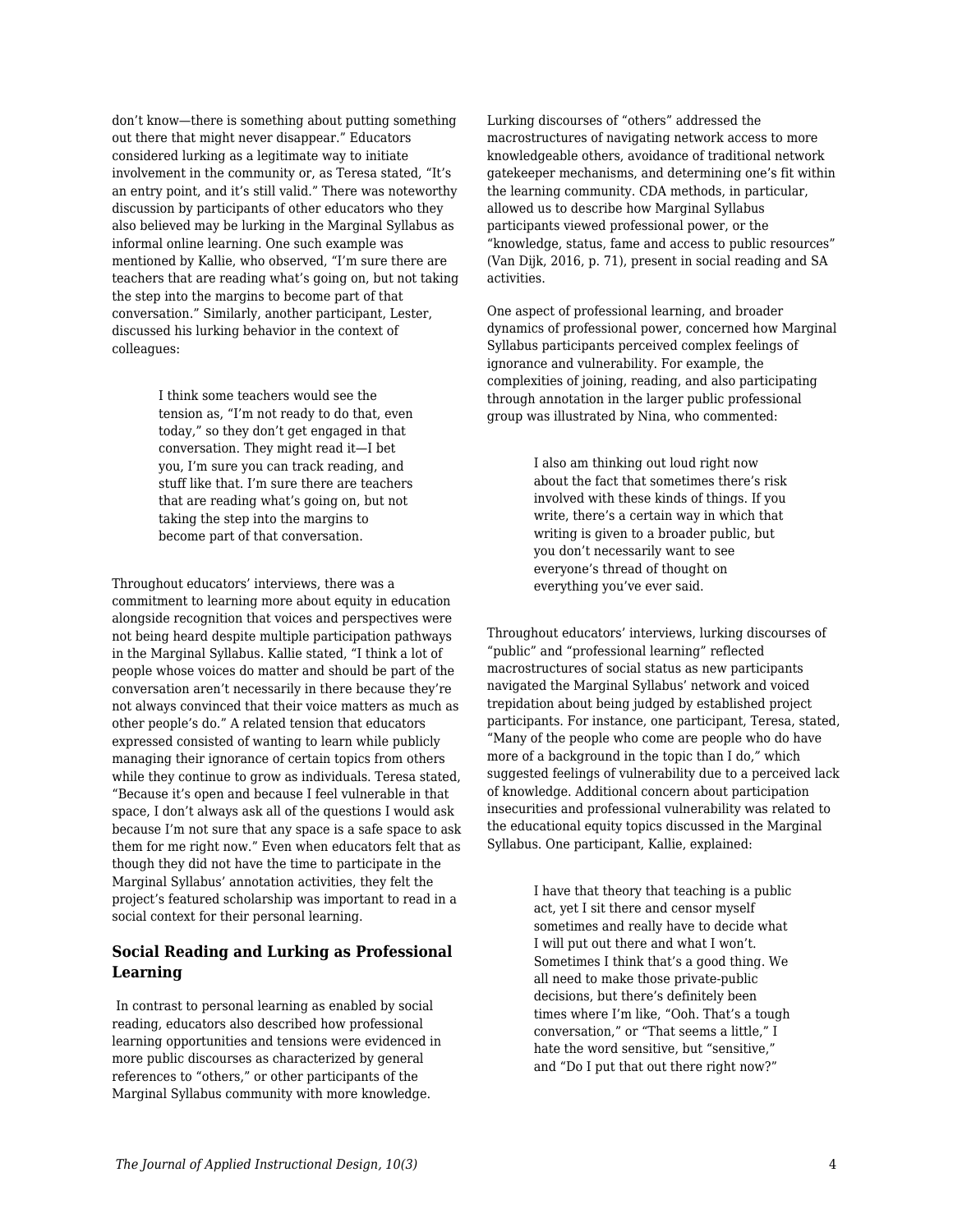don't know—there is something about putting something out there that might never disappear." Educators considered lurking as a legitimate way to initiate involvement in the community or, as Teresa stated, "It's an entry point, and it's still valid." There was noteworthy discussion by participants of other educators who they also believed may be lurking in the Marginal Syllabus as informal online learning. One such example was mentioned by Kallie, who observed, "I'm sure there are teachers that are reading what's going on, but not taking the step into the margins to become part of that conversation." Similarly, another participant, Lester, discussed his lurking behavior in the context of colleagues:

> I think some teachers would see the tension as, "I'm not ready to do that, even today," so they don't get engaged in that conversation. They might read it—I bet you, I'm sure you can track reading, and stuff like that. I'm sure there are teachers that are reading what's going on, but not taking the step into the margins to become part of that conversation.

Throughout educators' interviews, there was a commitment to learning more about equity in education alongside recognition that voices and perspectives were not being heard despite multiple participation pathways in the Marginal Syllabus. Kallie stated, "I think a lot of people whose voices do matter and should be part of the conversation aren't necessarily in there because they're not always convinced that their voice matters as much as other people's do." A related tension that educators expressed consisted of wanting to learn while publicly managing their ignorance of certain topics from others while they continue to grow as individuals. Teresa stated, "Because it's open and because I feel vulnerable in that space, I don't always ask all of the questions I would ask because I'm not sure that any space is a safe space to ask them for me right now." Even when educators felt that as though they did not have the time to participate in the Marginal Syllabus' annotation activities, they felt the project's featured scholarship was important to read in a social context for their personal learning.

### Social Reading and Lurking as Professional Learning

In contrast to personal learning as enabled by social reading, educators also described how professional learning opportunities and tensions were evidenced in more public discourses as characterized by general references to "others," or other participants of the Marginal Syllabus community with more knowledge.

Lurking discourses of "others" addressed the macrostructures of navigating network access to more knowledgeable others, avoidance of traditional network gatekeeper mechanisms, and determining one's fit within the learning community. CDA methods, in particular, allowed us to describe how Marginal Syllabus participants viewed professional power, or the "knowledge, status, fame and access to public resources" (Van Dijk, 2016, p. 71), present in social reading and SA activities.

One aspect of professional learning, and broader dynamics of professional power, concerned how Marginal Syllabus participants perceived complex feelings of ignorance and vulnerability. For example, the complexities of joining, reading, and also participating through annotation in the larger public professional group was illustrated by Nina, who commented:

> I also am thinking out loud right now about the fact that sometimes there's risk involved with these kinds of things. If you write, there's a certain way in which that writing is given to a broader public, but you don't necessarily want to see everyone's thread of thought on everything you've ever said.

Throughout educators' interviews, lurking discourses of "public" and "professional learning" reflected macrostructures of social status as new participants navigated the Marginal Syllabus' network and voiced trepidation about being judged by established project participants. For instance, one participant, Teresa, stated, "Many of the people who come are people who do have more of a background in the topic than I do," which suggested feelings of vulnerability due to a perceived lack of knowledge. Additional concern about participation insecurities and professional vulnerability was related to the educational equity topics discussed in the Marginal Syllabus. One participant, Kallie, explained:

> I have that theory that teaching is a public act, yet I sit there and censor myself sometimes and really have to decide what I will put out there and what I won't. Sometimes I think that's a good thing. We all need to make those private-public decisions, but there's definitely been times where I'm like, "Ooh. That's a tough conversation," or "That seems a little," I hate the word sensitive, but "sensitive," and "Do I put that out there right now?"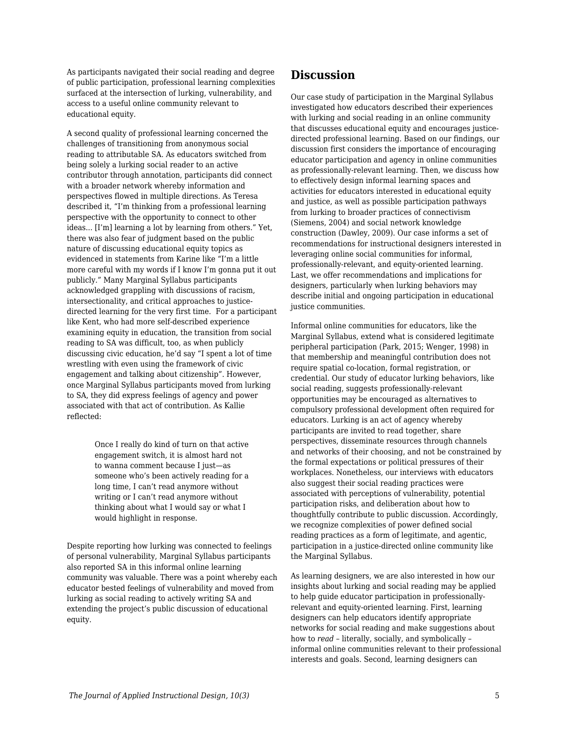As participants navigated their social reading and degree of public participation, professional learning complexities surfaced at the intersection of lurking, vulnerability, and access to a useful online community relevant to educational equity.

A second quality of professional learning concerned the challenges of transitioning from anonymous social reading to attributable SA. As educators switched from being solely a lurking social reader to an active contributor through annotation, participants did connect with a broader network whereby information and perspectives flowed in multiple directions. As Teresa described it, "I'm thinking from a professional learning perspective with the opportunity to connect to other ideas... [I'm] learning a lot by learning from others." Yet, there was also fear of judgment based on the public nature of discussing educational equity topics as evidenced in statements from Karine like "I'm a little more careful with my words if I know I'm gonna put it out publicly." Many Marginal Syllabus participants acknowledged grappling with discussions of racism, intersectionality, and critical approaches to justice-directed learning for the very first time. For a participant like Kent, who had more self-described experience examining equity in education, the transition from social reading to SA was difficult, too, as when publicly discussing civic education, he'd say "I spent a lot of time wrestling with even using the framework of civic engagement and talking about citizenship". However, once Marginal Syllabus participants moved from lurking to SA, they did express feelings of agency and power associated with that act of contribution. As Kallie reflected:

> Once I really do kind of turn on that active engagement switch, it is almost hard not to wanna comment because I just—as someone who's been actively reading for a long time, I can't read anymore without writing or I can't read anymore without thinking about what I would say or what I would highlight in response.

Despite reporting how lurking was connected to feelings of personal vulnerability, Marginal Syllabus participants also reported SA in this informal online learning community was valuable. There was a point whereby each educator bested feelings of vulnerability and moved from lurking as social reading to actively writing SA and extending the project's public discussion of educational equity.

## Discussion

Our case study of participation in the Marginal Syllabus investigated how educators described their experiences with lurking and social reading in an online community that discusses educational equity and encourages justice-directed professional learning. Based on our findings, our discussion first considers the importance of encouraging educator participation and agency in online communities as professionally-relevant learning. Then, we discuss how to effectively design informal learning spaces and activities for educators interested in educational equity and justice, as well as possible participation pathways from lurking to broader practices of connectivism (Siemens, 2004) and social network knowledge construction (Dawley, 2009). Our case informs a set of recommendations for instructional designers interested in leveraging online social communities for informal, professionally-relevant, and equity-oriented learning. Last, we offer recommendations and implications for designers, particularly when lurking behaviors may describe initial and ongoing participation in educational justice communities.

Informal online communities for educators, like the Marginal Syllabus, extend what is considered legitimate peripheral participation (Park, 2015; Wenger, 1998) in that membership and meaningful contribution does not require spatial co-location, formal registration, or credential. Our study of educator lurking behaviors, like social reading, suggests professionally-relevant opportunities may be encouraged as alternatives to compulsory professional development often required for educators. Lurking is an act of agency whereby participants are invited to read together, share perspectives, disseminate resources through channels and networks of their choosing, and not be constrained by the formal expectations or political pressures of their workplaces. Nonetheless, our interviews with educators also suggest their social reading practices were associated with perceptions of vulnerability, potential participation risks, and deliberation about how to thoughtfully contribute to public discussion. Accordingly, we recognize complexities of power defined social reading practices as a form of legitimate, and agentic, participation in a justice-directed online community like the Marginal Syllabus.

As learning designers, we are also interested in how our insights about lurking and social reading may be applied to help guide educator participation in professionally-relevant and equity-oriented learning. First, learning designers can help educators identify appropriate networks for social reading and make suggestions about how to *read* – literally, socially, and symbolically – informal online communities relevant to their professional interests and goals. Second, learning designers can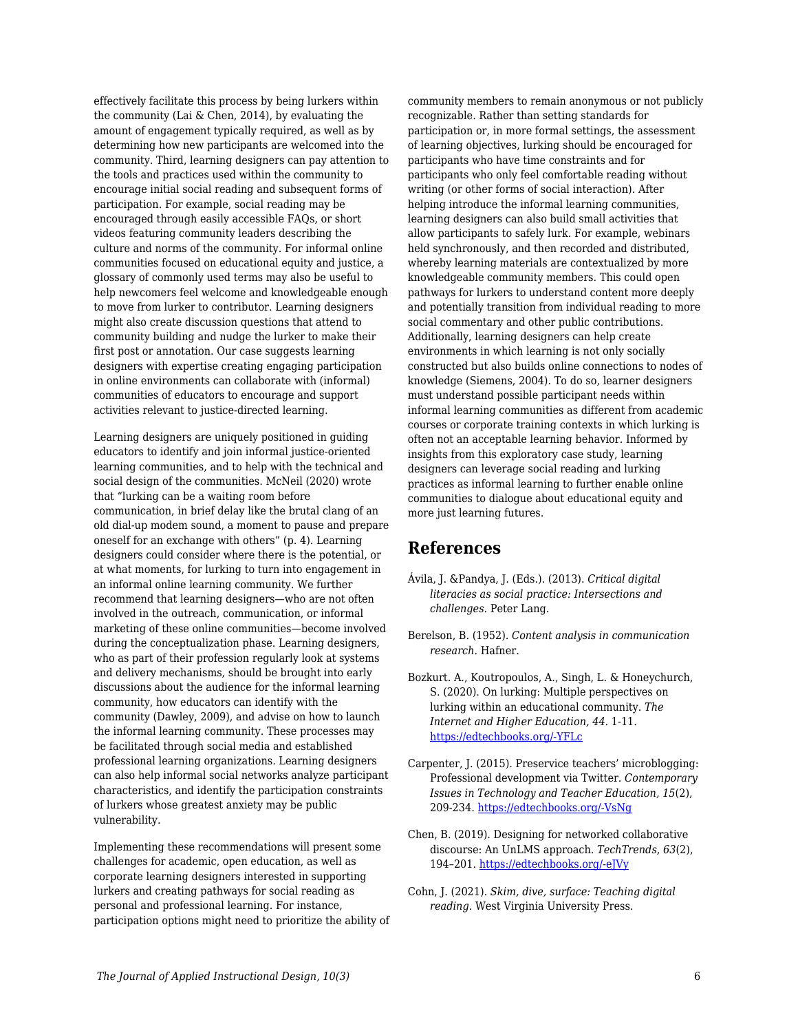effectively facilitate this process by being lurkers within the community (Lai & Chen, 2014), by evaluating the amount of engagement typically required, as well as by determining how new participants are welcomed into the community. Third, learning designers can pay attention to the tools and practices used within the community to encourage initial social reading and subsequent forms of participation. For example, social reading may be encouraged through easily accessible FAQs, or short videos featuring community leaders describing the culture and norms of the community. For informal online communities focused on educational equity and justice, a glossary of commonly used terms may also be useful to help newcomers feel welcome and knowledgeable enough to move from lurker to contributor. Learning designers might also create discussion questions that attend to community building and nudge the lurker to make their first post or annotation. Our case suggests learning designers with expertise creating engaging participation in online environments can collaborate with (informal) communities of educators to encourage and support activities relevant to justice-directed learning.

Learning designers are uniquely positioned in guiding educators to identify and join informal justice-oriented learning communities, and to help with the technical and social design of the communities. McNeil (2020) wrote that "lurking can be a waiting room before communication, in brief delay like the brutal clang of an old dial-up modem sound, a moment to pause and prepare oneself for an exchange with others" (p. 4). Learning designers could consider where there is the potential, or at what moments, for lurking to turn into engagement in an informal online learning community. We further recommend that learning designers—who are not often involved in the outreach, communication, or informal marketing of these online communities—become involved during the conceptualization phase. Learning designers, who as part of their profession regularly look at systems and delivery mechanisms, should be brought into early discussions about the audience for the informal learning community, how educators can identify with the community (Dawley, 2009), and advise on how to launch the informal learning community. These processes may be facilitated through social media and established professional learning organizations. Learning designers can also help informal social networks analyze participant characteristics, and identify the participation constraints of lurkers whose greatest anxiety may be public vulnerability.

Implementing these recommendations will present some challenges for academic, open education, as well as corporate learning designers interested in supporting lurkers and creating pathways for social reading as personal and professional learning. For instance, participation options might need to prioritize the ability of community members to remain anonymous or not publicly recognizable. Rather than setting standards for participation or, in more formal settings, the assessment of learning objectives, lurking should be encouraged for participants who have time constraints and for participants who only feel comfortable reading without writing (or other forms of social interaction). After helping introduce the informal learning communities, learning designers can also build small activities that allow participants to safely lurk. For example, webinars held synchronously, and then recorded and distributed, whereby learning materials are contextualized by more knowledgeable community members. This could open pathways for lurkers to understand content more deeply and potentially transition from individual reading to more social commentary and other public contributions. Additionally, learning designers can help create environments in which learning is not only socially constructed but also builds online connections to nodes of knowledge (Siemens, 2004). To do so, learner designers must understand possible participant needs within informal learning communities as different from academic courses or corporate training contexts in which lurking is often not an acceptable learning behavior. Informed by insights from this exploratory case study, learning designers can leverage social reading and lurking practices as informal learning to further enable online communities to dialogue about educational equity and more just learning futures.

## References

Ávila, J. &Pandya, J. (Eds.). (2013). *Critical digital literacies as social practice: Intersections and challenges.* Peter Lang.

Berelson, B. (1952). *Content analysis in communication research.* Hafner.

Bozkurt. A., Koutropoulos, A., Singh, L. & Honeychurch, S. (2020). On lurking: Multiple perspectives on lurking within an educational community. *The Internet and Higher Education, 44.* 1-11. https://edtechbooks.org/-YFLc

Carpenter, J. (2015). Preservice teachers' microblogging: Professional development via Twitter. *Contemporary Issues in Technology and Teacher Education, 15*(2), 209-234. https://edtechbooks.org/-VsNg

Chen, B. (2019). Designing for networked collaborative discourse: An UnLMS approach. *TechTrends, 63*(2), 194–201. https://edtechbooks.org/-eJVy

Cohn, J. (2021). *Skim, dive, surface: Teaching digital reading.* West Virginia University Press.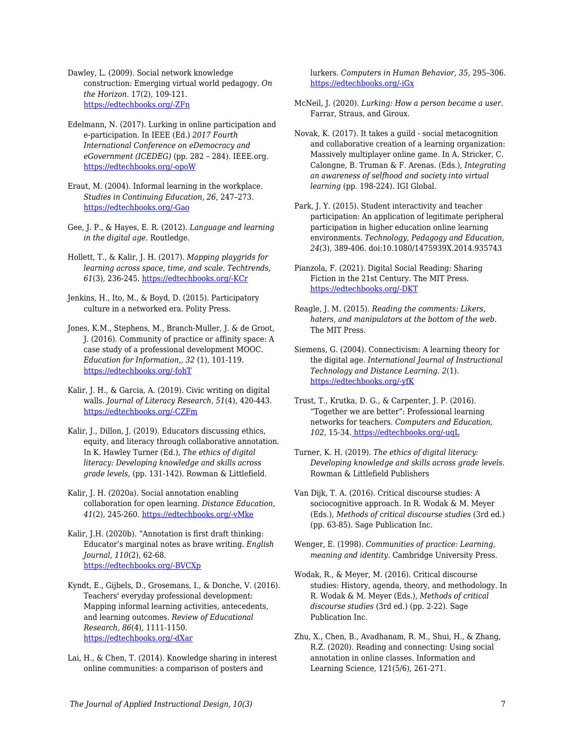Dawley, L. (2009). Social network knowledge construction: Emerging virtual world pedagogy. *On the Horizon*. 17(2), 109-121. https://edtechbooks.org/-ZFn

Edelmann, N. (2017). Lurking in online participation and e-participation. In IEEE (Ed.) *2017 Fourth International Conference on eDemocracy and eGovernment (ICEDEG)* (pp. 282 – 284). IEEE.org. https://edtechbooks.org/-opoW

Eraut, M. (2004). Informal learning in the workplace. *Studies in Continuing Education, 26*, 247–273. https://edtechbooks.org/-Gao

Gee, J. P., & Hayes, E. R. (2012). *Language and learning in the digital age*. Routledge.

Hollett, T., & Kalir, J. H. (2017). *Mapping playgrids for learning across space, time, and scale. Techtrends, 61*(3), 236-245. https://edtechbooks.org/-KCr

Jenkins, H., Ito, M., & Boyd, D. (2015). Participatory culture in a networked era. Polity Press.

Jones, K.M., Stephens, M., Branch-Muller, J. & de Groot, J. (2016). Community of practice or affinity space: A case study of a professional development MOOC. *Education for Information,, 32* (1), 101-119. https://edtechbooks.org/-fohT

Kalir, J. H., & Garcia, A. (2019). Civic writing on digital walls. *Journal of Literacy Research, 51*(4), 420-443. https://edtechbooks.org/-CZFm

Kalir, J., Dillon, J. (2019). Educators discussing ethics, equity, and literacy through collaborative annotation. In K. Hawley Turner (Ed.), *The ethics of digital literacy: Developing knowledge and skills across grade levels*, (pp. 131-142). Rowman & Littlefield.

Kalir, J. H. (2020a). Social annotation enabling collaboration for open learning. *Distance Education, 41*(2), 245-260. https://edtechbooks.org/-vMke

Kalir, J.H. (2020b). "Annotation is first draft thinking: Educator's marginal notes as brave writing. *English Journal, 110*(2), 62-68. https://edtechbooks.org/-BVCXp

Kyndt, E., Gijbels, D., Grosemans, I., & Donche, V. (2016). Teachers' everyday professional development: Mapping informal learning activities, antecedents, and learning outcomes. *Review of Educational Research, 86*(4), 1111-1150. https://edtechbooks.org/-dXar

Lai, H., & Chen, T. (2014). Knowledge sharing in interest online communities: a comparison of posters and lurkers. *Computers in Human Behavior, 35*, 295–306. https://edtechbooks.org/-iGx

McNeil, J. (2020). *Lurking: How a person became a user*. Farrar, Straus, and Giroux.

Novak, K. (2017). It takes a guild - social metacognition and collaborative creation of a learning organization: Massively multiplayer online game. In A. Stricker, C. Calongne, B. Truman & F. Arenas. (Eds.), *Integrating an awareness of selfhood and society into virtual learning* (pp. 198-224). IGI Global.

Park, J. Y. (2015). Student interactivity and teacher participation: An application of legitimate peripheral participation in higher education online learning environments. *Technology, Pedagogy and Education, 24*(3), 389-406. doi:10.1080/1475939X.2014.935743

Pianzola, F. (2021). Digital Social Reading: Sharing Fiction in the 21st Century. The MIT Press. https://edtechbooks.org/-DKT

Reagle, J. M. (2015). *Reading the comments: Likers, haters, and manipulators at the bottom of the web*. The MIT Press.

Siemens, G. (2004). Connectivism: A learning theory for the digital age. *International Journal of Instructional Technology and Distance Learning. 2*(1). https://edtechbooks.org/-yfK

Trust, T., Krutka, D. G., & Carpenter, J. P. (2016). "Together we are better": Professional learning networks for teachers. *Computers and Education, 102*, 15-34. https://edtechbooks.org/-uqL

Turner, K. H. (2019). *The ethics of digital literacy: Developing knowledge and skills across grade levels*. Rowman & Littlefield Publishers

Van Dijk, T. A. (2016). Critical discourse studies: A sociocognitive approach. In R. Wodak & M. Meyer (Eds.), *Methods of critical discourse studies* (3rd ed.) (pp. 63-85). Sage Publication Inc.

Wenger, E. (1998). *Communities of practice: Learning, meaning and identity*. Cambridge University Press.

Wodak, R., & Meyer, M. (2016). Critical discourse studies: History, agenda, theory, and methodology. In R. Wodak & M. Meyer (Eds.), *Methods of critical discourse studies* (3rd ed.) (pp. 2-22). Sage Publication Inc.

Zhu, X., Chen, B., Avadhanam, R. M., Shui, H., & Zhang, R.Z. (2020). Reading and connecting: Using social annotation in online classes. Information and Learning Science, 121(5/6), 261-271.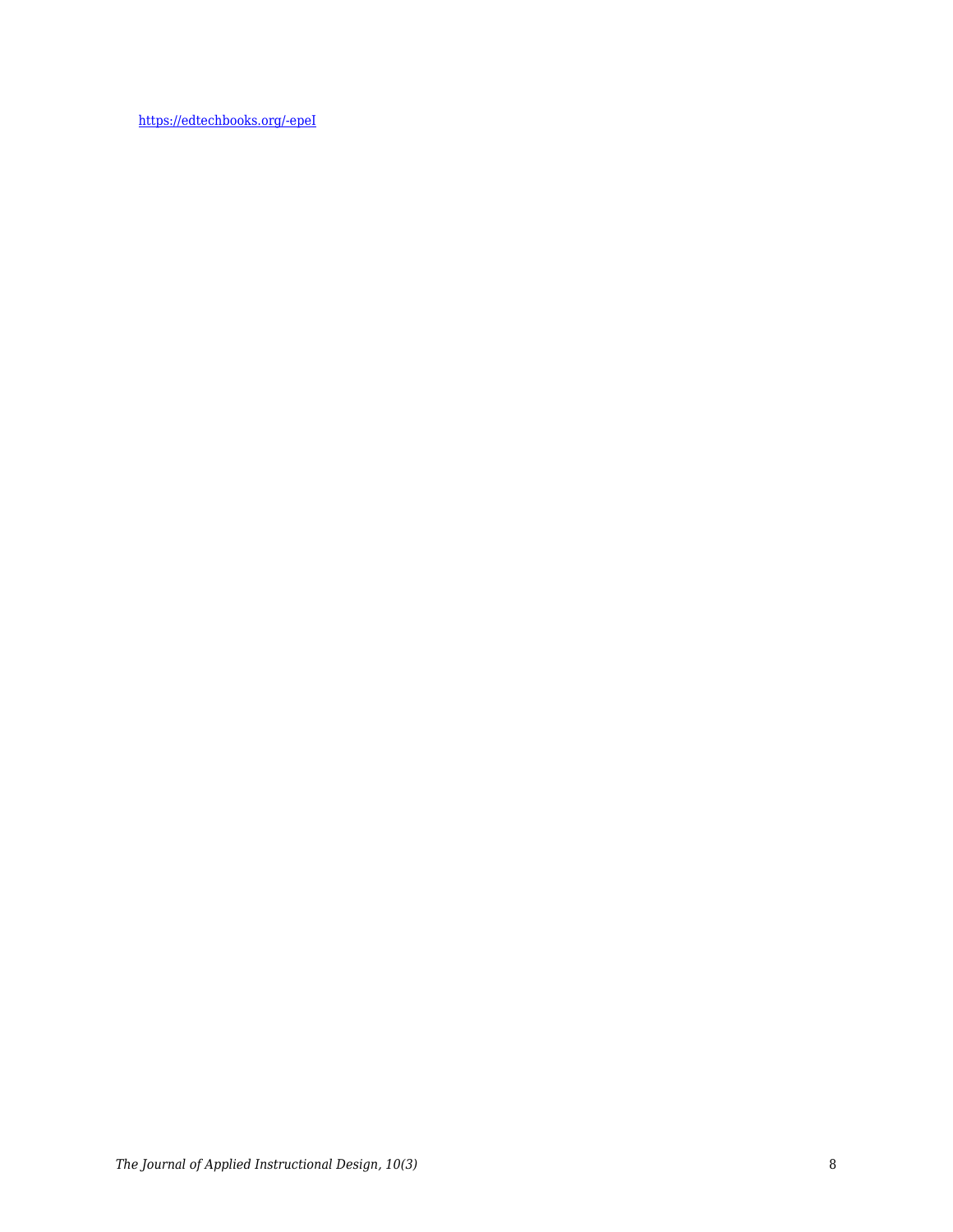[https://edtechbooks.org/-epeI](https://edtechbooks.org/-epeI)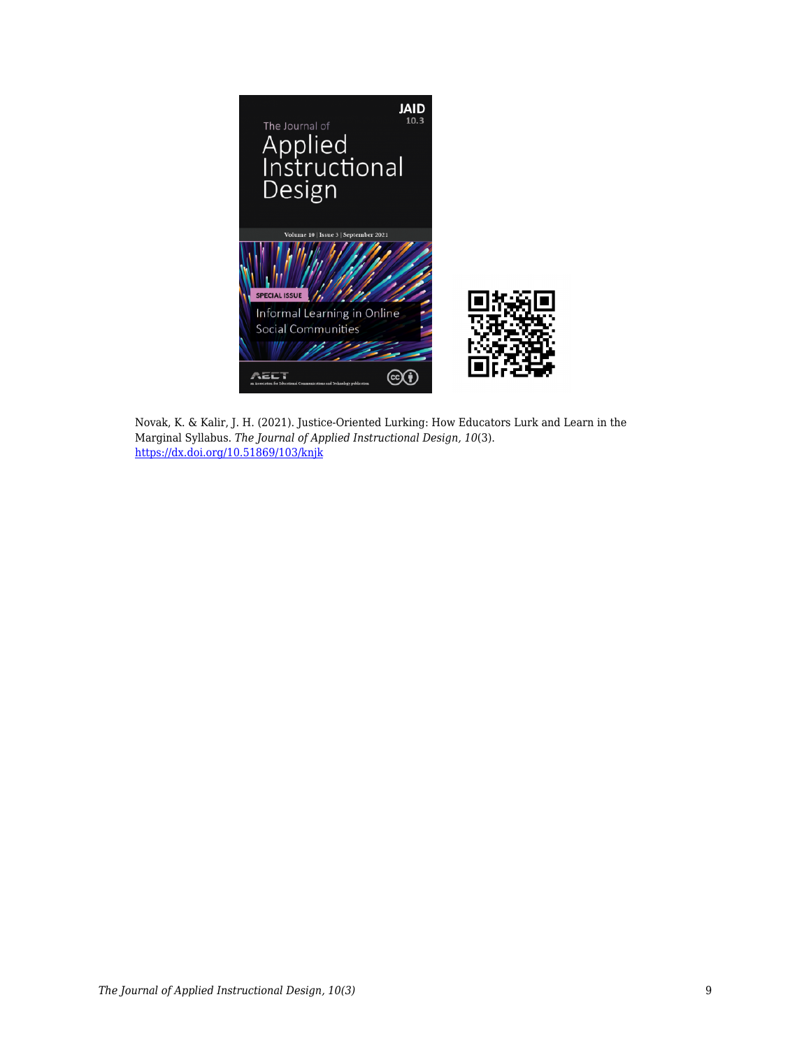Novak, K. & Kalir, J. H. (2021). Justice-Oriented Lurking: How Educators Lurk and Learn in the Marginal Syllabus. *The Journal of Applied Instructional Design, 10*(3). https://dx.doi.org/10.51869/103/knjk